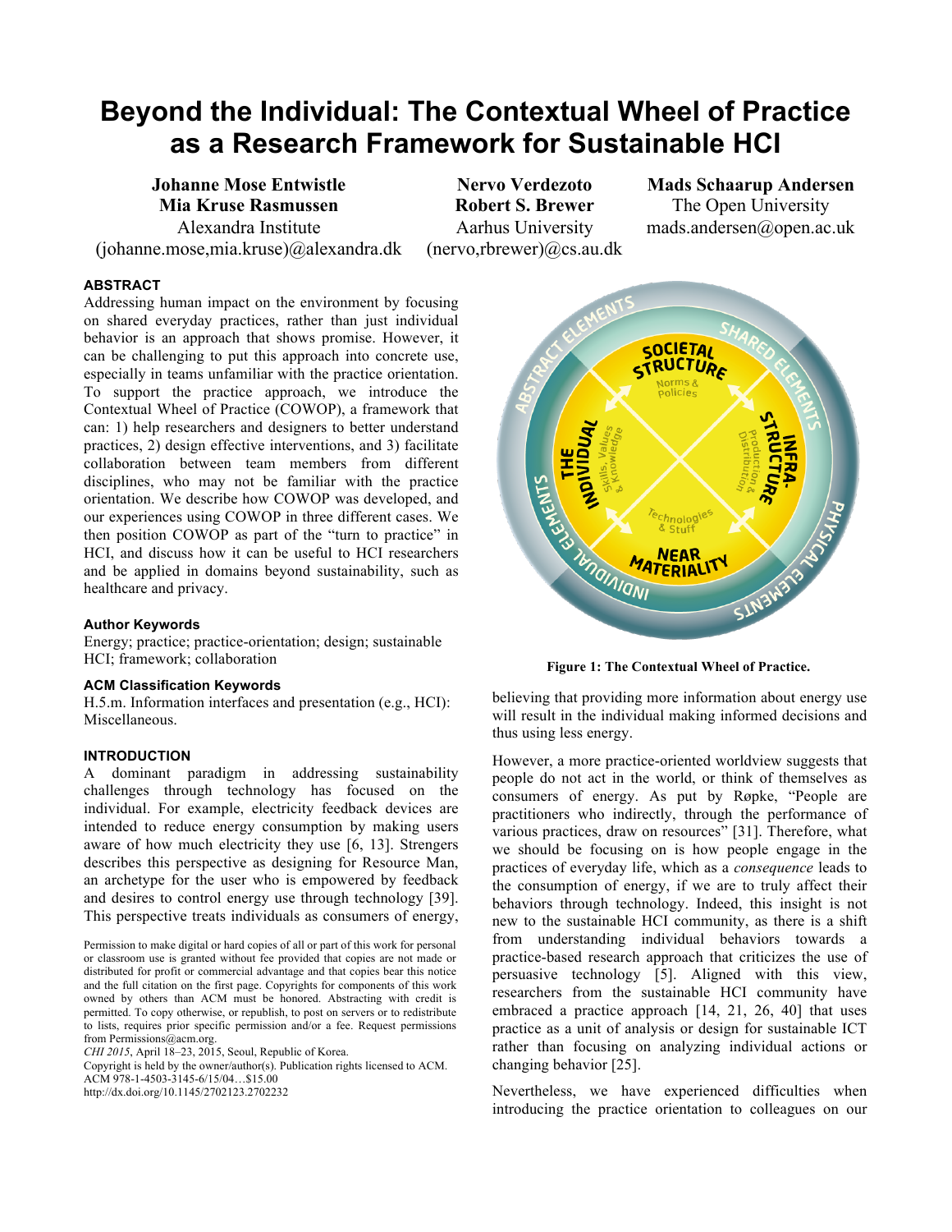# Beyond the Individual: The Contextual Wheel of Practice as a Research Framework for Sustainable HCI

**Johanne Mose Entwistle**
**Mia Kruse Rasmussen**
Alexandra Institute
(johanne.mose,mia.kruse)@alexandra.dk

**Nervo Verdezoto**
**Robert S. Brewer**
Aarhus University
(nervo,rbrewer)@cs.au.dk

**Mads Schaarup Andersen**
The Open University
mads.andersen@open.ac.uk

### ABSTRACT

Addressing human impact on the environment by focusing on shared everyday practices, rather than just individual behavior is an approach that shows promise. However, it can be challenging to put this approach into concrete use, especially in teams unfamiliar with the practice orientation. To support the practice approach, we introduce the Contextual Wheel of Practice (COWOP), a framework that can: 1) help researchers and designers to better understand practices, 2) design effective interventions, and 3) facilitate collaboration between team members from different disciplines, who may not be familiar with the practice orientation. We describe how COWOP was developed, and our experiences using COWOP in three different cases. We then position COWOP as part of the "turn to practice" in HCI, and discuss how it can be useful to HCI researchers and be applied in domains beyond sustainability, such as healthcare and privacy.

#### Author Keywords

Energy; practice; practice-orientation; design; sustainable HCI; framework; collaboration

#### ACM Classification Keywords

H.5.m. Information interfaces and presentation (e.g., HCI): Miscellaneous.

### INTRODUCTION

A dominant paradigm in addressing sustainability challenges through technology has focused on the individual. For example, electricity feedback devices are intended to reduce energy consumption by making users aware of how much electricity they use [6, 13]. Strengers describes this perspective as designing for Resource Man, an archetype for the user who is empowered by feedback and desires to control energy use through technology [39]. This perspective treats individuals as consumers of energy, believing that providing more information about energy use will result in the individual making informed decisions and thus using less energy.

Permission to make digital or hard copies of all or part of this work for personal or classroom use is granted without fee provided that copies are not made or distributed for profit or commercial advantage and that copies bear this notice and the full citation on the first page. Copyrights for components of this work owned by others than ACM must be honored. Abstracting with credit is permitted. To copy otherwise, or republish, to post on servers or to redistribute to lists, requires prior specific permission and/or a fee. Request permissions from Permissions@acm.org.
*CHI 2015*, April 18–23, 2015, Seoul, Republic of Korea.
Copyright is held by the owner/author(s). Publication rights licensed to ACM.
ACM 978-1-4503-3145-6/15/04…$15.00
http://dx.doi.org/10.1145/2702123.2702232

**Figure 1: The Contextual Wheel of Practice.**

However, a more practice-oriented worldview suggests that people do not act in the world, or think of themselves as consumers of energy. As put by Røpke, "People are practitioners who indirectly, through the performance of various practices, draw on resources" [31]. Therefore, what we should be focusing on is how people engage in the practices of everyday life, which as a *consequence* leads to the consumption of energy, if we are to truly affect their behaviors through technology. Indeed, this insight is not new to the sustainable HCI community, as there is a shift from understanding individual behaviors towards a practice-based research approach that criticizes the use of persuasive technology [5]. Aligned with this view, researchers from the sustainable HCI community have embraced a practice approach [14, 21, 26, 40] that uses practice as a unit of analysis or design for sustainable ICT rather than focusing on analyzing individual actions or changing behavior [25].

Nevertheless, we have experienced difficulties when introducing the practice orientation to colleagues on our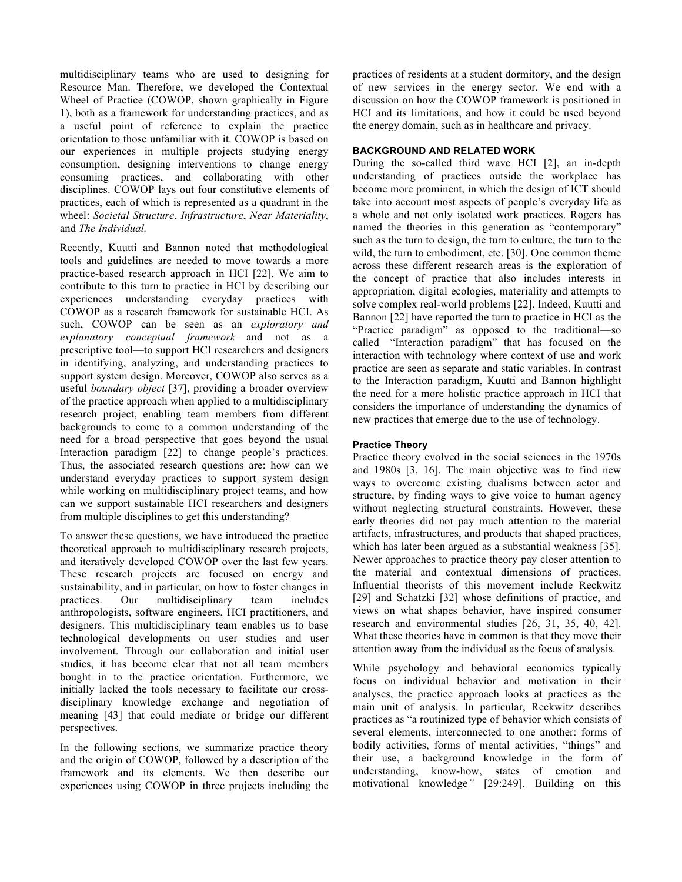multidisciplinary teams who are used to designing for Resource Man. Therefore, we developed the Contextual Wheel of Practice (COWOP, shown graphically in Figure 1), both as a framework for understanding practices, and as a useful point of reference to explain the practice orientation to those unfamiliar with it. COWOP is based on our experiences in multiple projects studying energy consumption, designing interventions to change energy consuming practices, and collaborating with other disciplines. COWOP lays out four constitutive elements of practices, each of which is represented as a quadrant in the wheel: *Societal Structure*, *Infrastructure*, *Near Materiality*, and *The Individual.*

Recently, Kuutti and Bannon noted that methodological tools and guidelines are needed to move towards a more practice-based research approach in HCI [22]. We aim to contribute to this turn to practice in HCI by describing our experiences understanding everyday practices with COWOP as a research framework for sustainable HCI. As such, COWOP can be seen as an *exploratory and explanatory conceptual framework*—and not as a prescriptive tool—to support HCI researchers and designers in identifying, analyzing, and understanding practices to support system design. Moreover, COWOP also serves as a useful *boundary object* [37], providing a broader overview of the practice approach when applied to a multidisciplinary research project, enabling team members from different backgrounds to come to a common understanding of the need for a broad perspective that goes beyond the usual Interaction paradigm [22] to change people's practices. Thus, the associated research questions are: how can we understand everyday practices to support system design while working on multidisciplinary project teams, and how can we support sustainable HCI researchers and designers from multiple disciplines to get this understanding?

To answer these questions, we have introduced the practice theoretical approach to multidisciplinary research projects, and iteratively developed COWOP over the last few years. These research projects are focused on energy and sustainability, and in particular, on how to foster changes in practices. Our multidisciplinary team includes anthropologists, software engineers, HCI practitioners, and designers. This multidisciplinary team enables us to base technological developments on user studies and user involvement. Through our collaboration and initial user studies, it has become clear that not all team members bought in to the practice orientation. Furthermore, we initially lacked the tools necessary to facilitate our cross-disciplinary knowledge exchange and negotiation of meaning [43] that could mediate or bridge our different perspectives.

In the following sections, we summarize practice theory and the origin of COWOP, followed by a description of the framework and its elements. We then describe our experiences using COWOP in three projects including the practices of residents at a student dormitory, and the design of new services in the energy sector. We end with a discussion on how the COWOP framework is positioned in HCI and its limitations, and how it could be used beyond the energy domain, such as in healthcare and privacy.

## BACKGROUND AND RELATED WORK

During the so-called third wave HCI [2], an in-depth understanding of practices outside the workplace has become more prominent, in which the design of ICT should take into account most aspects of people's everyday life as a whole and not only isolated work practices. Rogers has named the theories in this generation as "contemporary" such as the turn to design, the turn to culture, the turn to the wild, the turn to embodiment, etc. [30]. One common theme across these different research areas is the exploration of the concept of practice that also includes interests in appropriation, digital ecologies, materiality and attempts to solve complex real-world problems [22]. Indeed, Kuutti and Bannon [22] have reported the turn to practice in HCI as the "Practice paradigm" as opposed to the traditional—so called—"Interaction paradigm" that has focused on the interaction with technology where context of use and work practice are seen as separate and static variables. In contrast to the Interaction paradigm, Kuutti and Bannon highlight the need for a more holistic practice approach in HCI that considers the importance of understanding the dynamics of new practices that emerge due to the use of technology.

### Practice Theory

Practice theory evolved in the social sciences in the 1970s and 1980s [3, 16]. The main objective was to find new ways to overcome existing dualisms between actor and structure, by finding ways to give voice to human agency without neglecting structural constraints. However, these early theories did not pay much attention to the material artifacts, infrastructures, and products that shaped practices, which has later been argued as a substantial weakness [35]. Newer approaches to practice theory pay closer attention to the material and contextual dimensions of practices. Influential theorists of this movement include Reckwitz [29] and Schatzki [32] whose definitions of practice, and views on what shapes behavior, have inspired consumer research and environmental studies [26, 31, 35, 40, 42]. What these theories have in common is that they move their attention away from the individual as the focus of analysis.

While psychology and behavioral economics typically focus on individual behavior and motivation in their analyses, the practice approach looks at practices as the main unit of analysis. In particular, Reckwitz describes practices as "a routinized type of behavior which consists of several elements, interconnected to one another: forms of bodily activities, forms of mental activities, "things" and their use, a background knowledge in the form of understanding, know-how, states of emotion and motivational knowledge*"* [29:249]. Building on this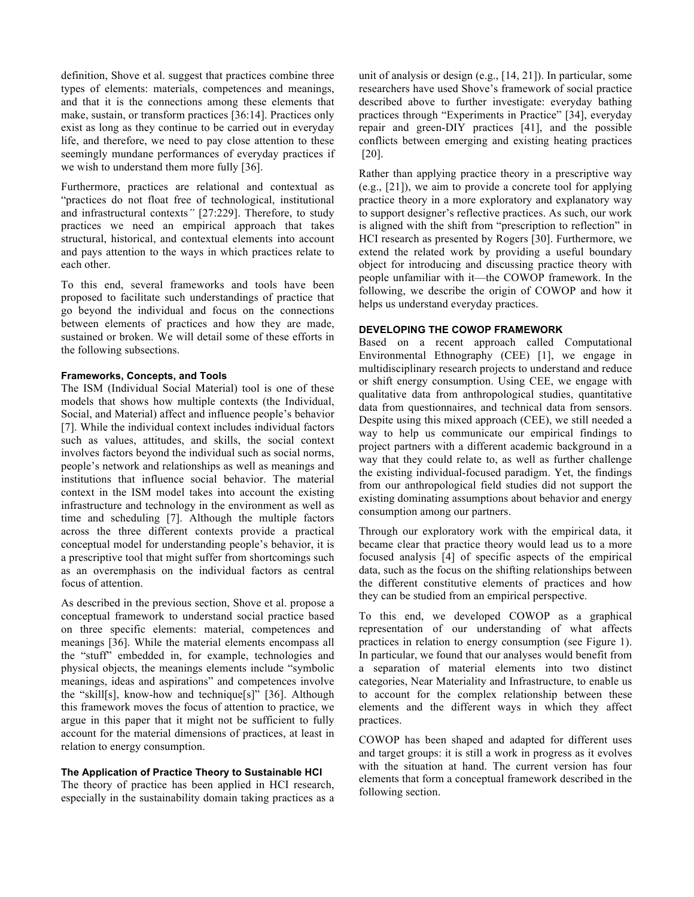definition, Shove et al. suggest that practices combine three types of elements: materials, competences and meanings, and that it is the connections among these elements that make, sustain, or transform practices [36:14]. Practices only exist as long as they continue to be carried out in everyday life, and therefore, we need to pay close attention to these seemingly mundane performances of everyday practices if we wish to understand them more fully [36].

Furthermore, practices are relational and contextual as "practices do not float free of technological, institutional and infrastructural contexts*"* [27:229]. Therefore, to study practices we need an empirical approach that takes structural, historical, and contextual elements into account and pays attention to the ways in which practices relate to each other.

To this end, several frameworks and tools have been proposed to facilitate such understandings of practice that go beyond the individual and focus on the connections between elements of practices and how they are made, sustained or broken. We will detail some of these efforts in the following subsections.

### Frameworks, Concepts, and Tools

The ISM (Individual Social Material) tool is one of these models that shows how multiple contexts (the Individual, Social, and Material) affect and influence people's behavior [7]. While the individual context includes individual factors such as values, attitudes, and skills, the social context involves factors beyond the individual such as social norms, people's network and relationships as well as meanings and institutions that influence social behavior. The material context in the ISM model takes into account the existing infrastructure and technology in the environment as well as time and scheduling [7]. Although the multiple factors across the three different contexts provide a practical conceptual model for understanding people's behavior, it is a prescriptive tool that might suffer from shortcomings such as an overemphasis on the individual factors as central focus of attention.

As described in the previous section, Shove et al. propose a conceptual framework to understand social practice based on three specific elements: material, competences and meanings [36]. While the material elements encompass all the "stuff" embedded in, for example, technologies and physical objects, the meanings elements include "symbolic meanings, ideas and aspirations" and competences involve the "skill[s], know-how and technique[s]" [36]. Although this framework moves the focus of attention to practice, we argue in this paper that it might not be sufficient to fully account for the material dimensions of practices, at least in relation to energy consumption.

### The Application of Practice Theory to Sustainable HCI

The theory of practice has been applied in HCI research, especially in the sustainability domain taking practices as a unit of analysis or design (e.g., [14, 21]). In particular, some researchers have used Shove's framework of social practice described above to further investigate: everyday bathing practices through "Experiments in Practice" [34], everyday repair and green-DIY practices [41], and the possible conflicts between emerging and existing heating practices [20].

Rather than applying practice theory in a prescriptive way (e.g., [21]), we aim to provide a concrete tool for applying practice theory in a more exploratory and explanatory way to support designer's reflective practices. As such, our work is aligned with the shift from "prescription to reflection" in HCI research as presented by Rogers [30]. Furthermore, we extend the related work by providing a useful boundary object for introducing and discussing practice theory with people unfamiliar with it—the COWOP framework. In the following, we describe the origin of COWOP and how it helps us understand everyday practices.

## DEVELOPING THE COWOP FRAMEWORK

Based on a recent approach called Computational Environmental Ethnography (CEE) [1], we engage in multidisciplinary research projects to understand and reduce or shift energy consumption. Using CEE, we engage with qualitative data from anthropological studies, quantitative data from questionnaires, and technical data from sensors. Despite using this mixed approach (CEE), we still needed a way to help us communicate our empirical findings to project partners with a different academic background in a way that they could relate to, as well as further challenge the existing individual-focused paradigm. Yet, the findings from our anthropological field studies did not support the existing dominating assumptions about behavior and energy consumption among our partners.

Through our exploratory work with the empirical data, it became clear that practice theory would lead us to a more focused analysis [4] of specific aspects of the empirical data, such as the focus on the shifting relationships between the different constitutive elements of practices and how they can be studied from an empirical perspective.

To this end, we developed COWOP as a graphical representation of our understanding of what affects practices in relation to energy consumption (see Figure 1). In particular, we found that our analyses would benefit from a separation of material elements into two distinct categories, Near Materiality and Infrastructure, to enable us to account for the complex relationship between these elements and the different ways in which they affect practices.

COWOP has been shaped and adapted for different uses and target groups: it is still a work in progress as it evolves with the situation at hand. The current version has four elements that form a conceptual framework described in the following section.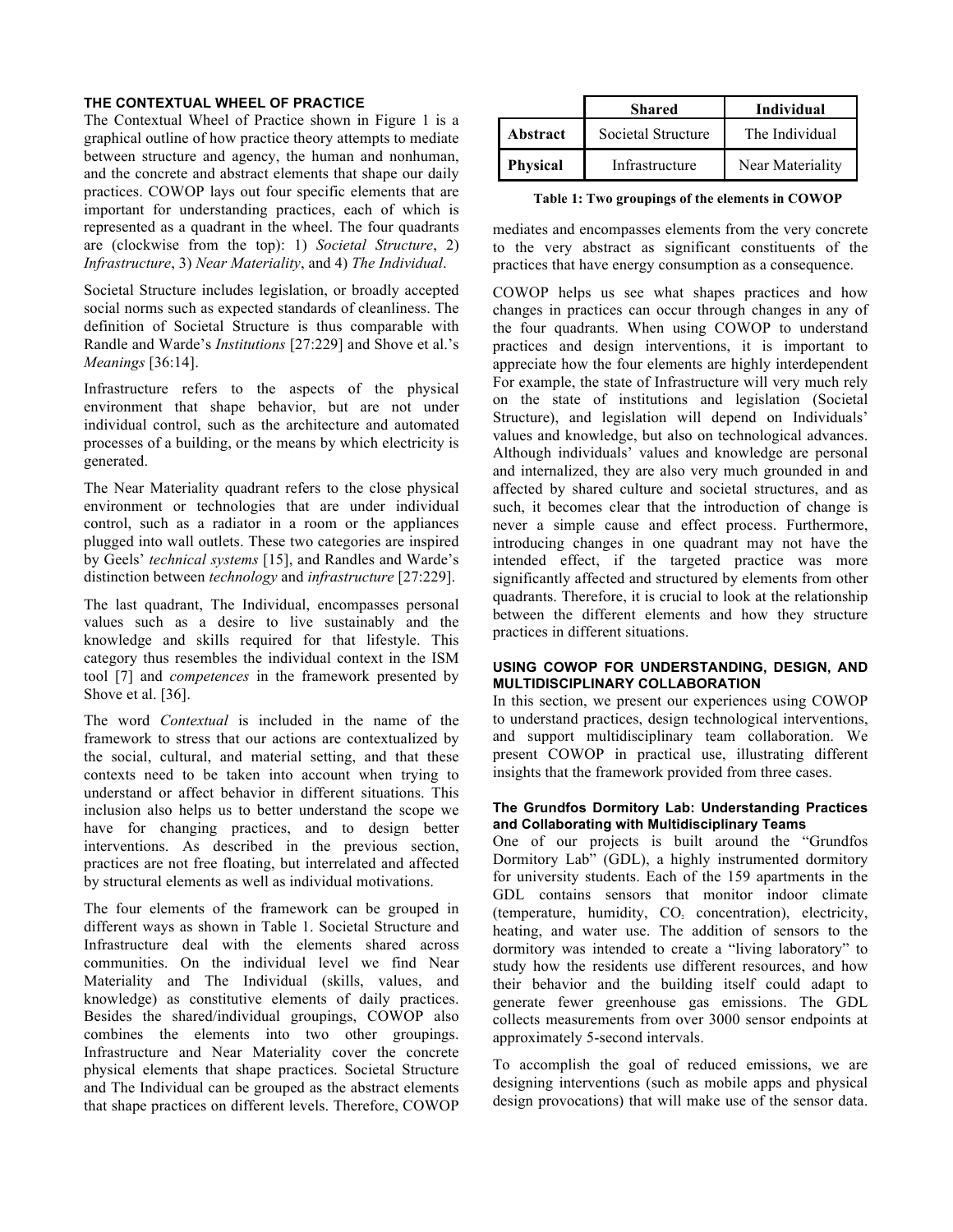### THE CONTEXTUAL WHEEL OF PRACTICE

The Contextual Wheel of Practice shown in Figure 1 is a graphical outline of how practice theory attempts to mediate between structure and agency, the human and nonhuman, and the concrete and abstract elements that shape our daily practices. COWOP lays out four specific elements that are important for understanding practices, each of which is represented as a quadrant in the wheel. The four quadrants are (clockwise from the top): 1) *Societal Structure*, 2) *Infrastructure*, 3) *Near Materiality*, and 4) *The Individual*.

Societal Structure includes legislation, or broadly accepted social norms such as expected standards of cleanliness. The definition of Societal Structure is thus comparable with Randle and Warde's *Institutions* [27:229] and Shove et al.'s *Meanings* [36:14].

Infrastructure refers to the aspects of the physical environment that shape behavior, but are not under individual control, such as the architecture and automated processes of a building, or the means by which electricity is generated.

The Near Materiality quadrant refers to the close physical environment or technologies that are under individual control, such as a radiator in a room or the appliances plugged into wall outlets. These two categories are inspired by Geels' *technical systems* [15], and Randles and Warde's distinction between *technology* and *infrastructure* [27:229].

The last quadrant, The Individual, encompasses personal values such as a desire to live sustainably and the knowledge and skills required for that lifestyle. This category thus resembles the individual context in the ISM tool [7] and *competences* in the framework presented by Shove et al. [36].

The word *Contextual* is included in the name of the framework to stress that our actions are contextualized by the social, cultural, and material setting, and that these contexts need to be taken into account when trying to understand or affect behavior in different situations. This inclusion also helps us to better understand the scope we have for changing practices, and to design better interventions. As described in the previous section, practices are not free floating, but interrelated and affected by structural elements as well as individual motivations.

The four elements of the framework can be grouped in different ways as shown in Table 1. Societal Structure and Infrastructure deal with the elements shared across communities. On the individual level we find Near Materiality and The Individual (skills, values, and knowledge) as constitutive elements of daily practices. Besides the shared/individual groupings, COWOP also combines the elements into two other groupings. Infrastructure and Near Materiality cover the concrete physical elements that shape practices. Societal Structure and The Individual can be grouped as the abstract elements that shape practices on different levels. Therefore, COWOP mediates and encompasses elements from the very concrete to the very abstract as significant constituents of the practices that have energy consumption as a consequence.

| | Shared | Individual |
|---|---|---|
| **Abstract** | Societal Structure | The Individual |
| **Physical** | Infrastructure | Near Materiality |

**Table 1: Two groupings of the elements in COWOP**

COWOP helps us see what shapes practices and how changes in practices can occur through changes in any of the four quadrants. When using COWOP to understand practices and design interventions, it is important to appreciate how the four elements are highly interdependent For example, the state of Infrastructure will very much rely on the state of institutions and legislation (Societal Structure), and legislation will depend on Individuals' values and knowledge, but also on technological advances. Although individuals' values and knowledge are personal and internalized, they are also very much grounded in and affected by shared culture and societal structures, and as such, it becomes clear that the introduction of change is never a simple cause and effect process. Furthermore, introducing changes in one quadrant may not have the intended effect, if the targeted practice was more significantly affected and structured by elements from other quadrants. Therefore, it is crucial to look at the relationship between the different elements and how they structure practices in different situations.

### USING COWOP FOR UNDERSTANDING, DESIGN, AND MULTIDISCIPLINARY COLLABORATION

In this section, we present our experiences using COWOP to understand practices, design technological interventions, and support multidisciplinary team collaboration. We present COWOP in practical use, illustrating different insights that the framework provided from three cases.

#### The Grundfos Dormitory Lab: Understanding Practices and Collaborating with Multidisciplinary Teams

One of our projects is built around the "Grundfos Dormitory Lab" (GDL), a highly instrumented dormitory for university students. Each of the 159 apartments in the GDL contains sensors that monitor indoor climate (temperature, humidity, $CO_2$ concentration), electricity, heating, and water use. The addition of sensors to the dormitory was intended to create a "living laboratory" to study how the residents use different resources, and how their behavior and the building itself could adapt to generate fewer greenhouse gas emissions. The GDL collects measurements from over 3000 sensor endpoints at approximately 5-second intervals.

To accomplish the goal of reduced emissions, we are designing interventions (such as mobile apps and physical design provocations) that will make use of the sensor data.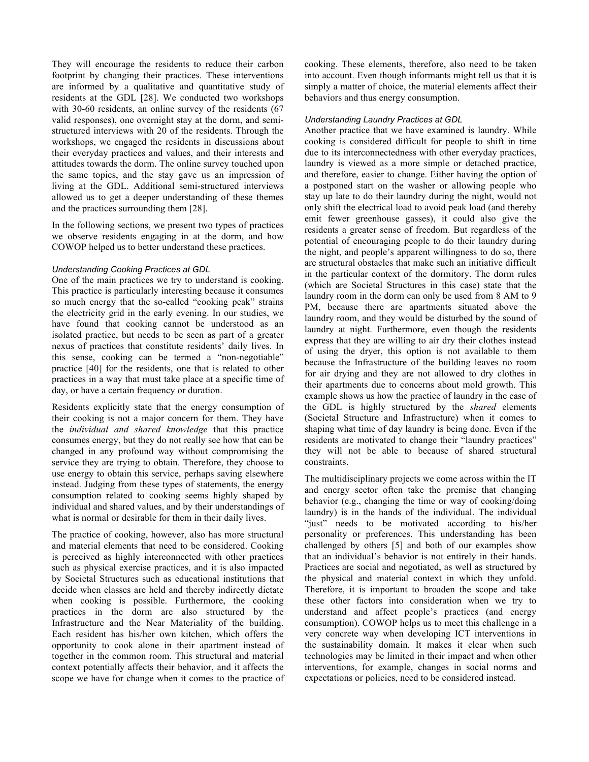They will encourage the residents to reduce their carbon footprint by changing their practices. These interventions are informed by a qualitative and quantitative study of residents at the GDL [28]. We conducted two workshops with 30-60 residents, an online survey of the residents (67 valid responses), one overnight stay at the dorm, and semi-structured interviews with 20 of the residents. Through the workshops, we engaged the residents in discussions about their everyday practices and values, and their interests and attitudes towards the dorm. The online survey touched upon the same topics, and the stay gave us an impression of living at the GDL. Additional semi-structured interviews allowed us to get a deeper understanding of these themes and the practices surrounding them [28].

In the following sections, we present two types of practices we observe residents engaging in at the dorm, and how COWOP helped us to better understand these practices.

#### *Understanding Cooking Practices at GDL*

One of the main practices we try to understand is cooking. This practice is particularly interesting because it consumes so much energy that the so-called "cooking peak" strains the electricity grid in the early evening. In our studies, we have found that cooking cannot be understood as an isolated practice, but needs to be seen as part of a greater nexus of practices that constitute residents' daily lives. In this sense, cooking can be termed a "non-negotiable" practice [40] for the residents, one that is related to other practices in a way that must take place at a specific time of day, or have a certain frequency or duration.

Residents explicitly state that the energy consumption of their cooking is not a major concern for them. They have the *individual and shared knowledge* that this practice consumes energy, but they do not really see how that can be changed in any profound way without compromising the service they are trying to obtain. Therefore, they choose to use energy to obtain this service, perhaps saving elsewhere instead. Judging from these types of statements, the energy consumption related to cooking seems highly shaped by individual and shared values, and by their understandings of what is normal or desirable for them in their daily lives.

The practice of cooking, however, also has more structural and material elements that need to be considered. Cooking is perceived as highly interconnected with other practices such as physical exercise practices, and it is also impacted by Societal Structures such as educational institutions that decide when classes are held and thereby indirectly dictate when cooking is possible. Furthermore, the cooking practices in the dorm are also structured by the Infrastructure and the Near Materiality of the building. Each resident has his/her own kitchen, which offers the opportunity to cook alone in their apartment instead of together in the common room. This structural and material context potentially affects their behavior, and it affects the scope we have for change when it comes to the practice of cooking. These elements, therefore, also need to be taken into account. Even though informants might tell us that it is simply a matter of choice, the material elements affect their behaviors and thus energy consumption.

#### *Understanding Laundry Practices at GDL*

Another practice that we have examined is laundry. While cooking is considered difficult for people to shift in time due to its interconnectedness with other everyday practices, laundry is viewed as a more simple or detached practice, and therefore, easier to change. Either having the option of a postponed start on the washer or allowing people who stay up late to do their laundry during the night, would not only shift the electrical load to avoid peak load (and thereby emit fewer greenhouse gasses), it could also give the residents a greater sense of freedom. But regardless of the potential of encouraging people to do their laundry during the night, and people's apparent willingness to do so, there are structural obstacles that make such an initiative difficult in the particular context of the dormitory. The dorm rules (which are Societal Structures in this case) state that the laundry room in the dorm can only be used from 8 AM to 9 PM, because there are apartments situated above the laundry room, and they would be disturbed by the sound of laundry at night. Furthermore, even though the residents express that they are willing to air dry their clothes instead of using the dryer, this option is not available to them because the Infrastructure of the building leaves no room for air drying and they are not allowed to dry clothes in their apartments due to concerns about mold growth. This example shows us how the practice of laundry in the case of the GDL is highly structured by the *shared* elements (Societal Structure and Infrastructure) when it comes to shaping what time of day laundry is being done. Even if the residents are motivated to change their "laundry practices" they will not be able to because of shared structural constraints.

The multidisciplinary projects we come across within the IT and energy sector often take the premise that changing behavior (e.g., changing the time or way of cooking/doing laundry) is in the hands of the individual. The individual "just" needs to be motivated according to his/her personality or preferences. This understanding has been challenged by others [5] and both of our examples show that an individual's behavior is not entirely in their hands. Practices are social and negotiated, as well as structured by the physical and material context in which they unfold. Therefore, it is important to broaden the scope and take these other factors into consideration when we try to understand and affect people's practices (and energy consumption). COWOP helps us to meet this challenge in a very concrete way when developing ICT interventions in the sustainability domain. It makes it clear when such technologies may be limited in their impact and when other interventions, for example, changes in social norms and expectations or policies, need to be considered instead.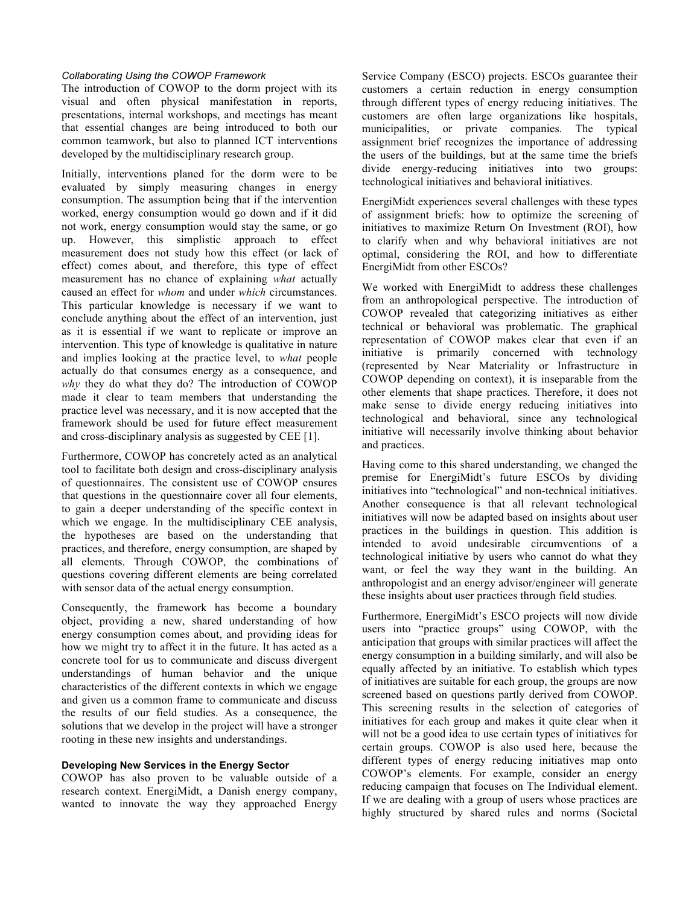*Collaborating Using the COWOP Framework*

The introduction of COWOP to the dorm project with its visual and often physical manifestation in reports, presentations, internal workshops, and meetings has meant that essential changes are being introduced to both our common teamwork, but also to planned ICT interventions developed by the multidisciplinary research group.

Initially, interventions planed for the dorm were to be evaluated by simply measuring changes in energy consumption. The assumption being that if the intervention worked, energy consumption would go down and if it did not work, energy consumption would stay the same, or go up. However, this simplistic approach to effect measurement does not study how this effect (or lack of effect) comes about, and therefore, this type of effect measurement has no chance of explaining *what* actually caused an effect for *whom* and under *which* circumstances. This particular knowledge is necessary if we want to conclude anything about the effect of an intervention, just as it is essential if we want to replicate or improve an intervention. This type of knowledge is qualitative in nature and implies looking at the practice level, to *what* people actually do that consumes energy as a consequence, and *why* they do what they do? The introduction of COWOP made it clear to team members that understanding the practice level was necessary, and it is now accepted that the framework should be used for future effect measurement and cross-disciplinary analysis as suggested by CEE [1].

Furthermore, COWOP has concretely acted as an analytical tool to facilitate both design and cross-disciplinary analysis of questionnaires. The consistent use of COWOP ensures that questions in the questionnaire cover all four elements, to gain a deeper understanding of the specific context in which we engage. In the multidisciplinary CEE analysis, the hypotheses are based on the understanding that practices, and therefore, energy consumption, are shaped by all elements. Through COWOP, the combinations of questions covering different elements are being correlated with sensor data of the actual energy consumption.

Consequently, the framework has become a boundary object, providing a new, shared understanding of how energy consumption comes about, and providing ideas for how we might try to affect it in the future. It has acted as a concrete tool for us to communicate and discuss divergent understandings of human behavior and the unique characteristics of the different contexts in which we engage and given us a common frame to communicate and discuss the results of our field studies. As a consequence, the solutions that we develop in the project will have a stronger rooting in these new insights and understandings.

**Developing New Services in the Energy Sector**

COWOP has also proven to be valuable outside of a research context. EnergiMidt, a Danish energy company, wanted to innovate the way they approached Energy Service Company (ESCO) projects. ESCOs guarantee their customers a certain reduction in energy consumption through different types of energy reducing initiatives. The customers are often large organizations like hospitals, municipalities, or private companies. The typical assignment brief recognizes the importance of addressing the users of the buildings, but at the same time the briefs divide energy-reducing initiatives into two groups: technological initiatives and behavioral initiatives.

EnergiMidt experiences several challenges with these types of assignment briefs: how to optimize the screening of initiatives to maximize Return On Investment (ROI), how to clarify when and why behavioral initiatives are not optimal, considering the ROI, and how to differentiate EnergiMidt from other ESCOs?

We worked with EnergiMidt to address these challenges from an anthropological perspective. The introduction of COWOP revealed that categorizing initiatives as either technical or behavioral was problematic. The graphical representation of COWOP makes clear that even if an initiative is primarily concerned with technology (represented by Near Materiality or Infrastructure in COWOP depending on context), it is inseparable from the other elements that shape practices. Therefore, it does not make sense to divide energy reducing initiatives into technological and behavioral, since any technological initiative will necessarily involve thinking about behavior and practices.

Having come to this shared understanding, we changed the premise for EnergiMidt's future ESCOs by dividing initiatives into "technological" and non-technical initiatives. Another consequence is that all relevant technological initiatives will now be adapted based on insights about user practices in the buildings in question. This addition is intended to avoid undesirable circumventions of a technological initiative by users who cannot do what they want, or feel the way they want in the building. An anthropologist and an energy advisor/engineer will generate these insights about user practices through field studies.

Furthermore, EnergiMidt's ESCO projects will now divide users into "practice groups" using COWOP, with the anticipation that groups with similar practices will affect the energy consumption in a building similarly, and will also be equally affected by an initiative. To establish which types of initiatives are suitable for each group, the groups are now screened based on questions partly derived from COWOP. This screening results in the selection of categories of initiatives for each group and makes it quite clear when it will not be a good idea to use certain types of initiatives for certain groups. COWOP is also used here, because the different types of energy reducing initiatives map onto COWOP's elements. For example, consider an energy reducing campaign that focuses on The Individual element. If we are dealing with a group of users whose practices are highly structured by shared rules and norms (Societal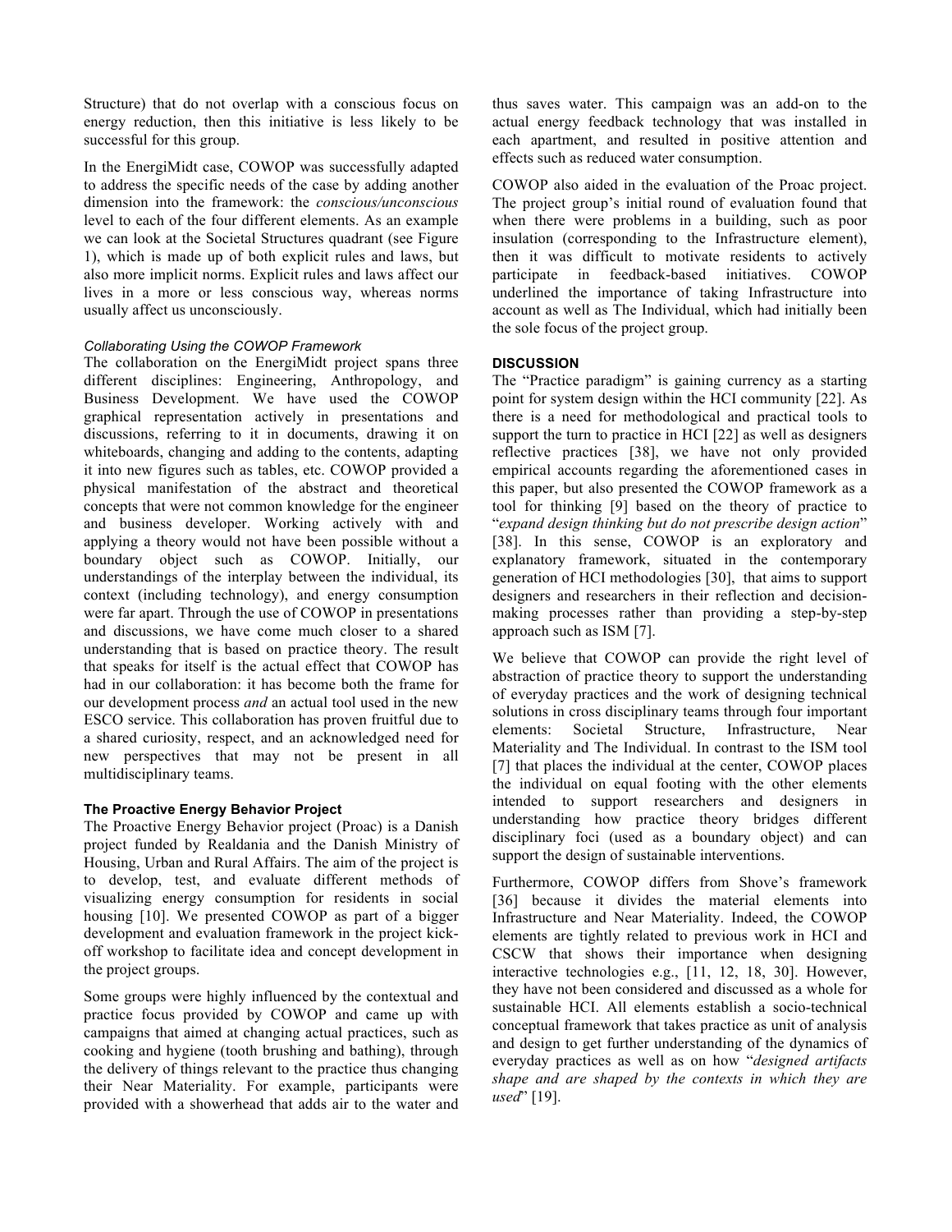Structure) that do not overlap with a conscious focus on energy reduction, then this initiative is less likely to be successful for this group.

In the EnergiMidt case, COWOP was successfully adapted to address the specific needs of the case by adding another dimension into the framework: the *conscious/unconscious* level to each of the four different elements. As an example we can look at the Societal Structures quadrant (see Figure 1), which is made up of both explicit rules and laws, but also more implicit norms. Explicit rules and laws affect our lives in a more or less conscious way, whereas norms usually affect us unconsciously.

#### *Collaborating Using the COWOP Framework*

The collaboration on the EnergiMidt project spans three different disciplines: Engineering, Anthropology, and Business Development. We have used the COWOP graphical representation actively in presentations and discussions, referring to it in documents, drawing it on whiteboards, changing and adding to the contents, adapting it into new figures such as tables, etc. COWOP provided a physical manifestation of the abstract and theoretical concepts that were not common knowledge for the engineer and business developer. Working actively with and applying a theory would not have been possible without a boundary object such as COWOP. Initially, our understandings of the interplay between the individual, its context (including technology), and energy consumption were far apart. Through the use of COWOP in presentations and discussions, we have come much closer to a shared understanding that is based on practice theory. The result that speaks for itself is the actual effect that COWOP has had in our collaboration: it has become both the frame for our development process *and* an actual tool used in the new ESCO service. This collaboration has proven fruitful due to a shared curiosity, respect, and an acknowledged need for new perspectives that may not be present in all multidisciplinary teams.

### **The Proactive Energy Behavior Project**

The Proactive Energy Behavior project (Proac) is a Danish project funded by Realdania and the Danish Ministry of Housing, Urban and Rural Affairs. The aim of the project is to develop, test, and evaluate different methods of visualizing energy consumption for residents in social housing [10]. We presented COWOP as part of a bigger development and evaluation framework in the project kick-off workshop to facilitate idea and concept development in the project groups.

Some groups were highly influenced by the contextual and practice focus provided by COWOP and came up with campaigns that aimed at changing actual practices, such as cooking and hygiene (tooth brushing and bathing), through the delivery of things relevant to the practice thus changing their Near Materiality. For example, participants were provided with a showerhead that adds air to the water and thus saves water. This campaign was an add-on to the actual energy feedback technology that was installed in each apartment, and resulted in positive attention and effects such as reduced water consumption.

COWOP also aided in the evaluation of the Proac project. The project group's initial round of evaluation found that when there were problems in a building, such as poor insulation (corresponding to the Infrastructure element), then it was difficult to motivate residents to actively participate in feedback-based initiatives. COWOP underlined the importance of taking Infrastructure into account as well as The Individual, which had initially been the sole focus of the project group.

## **DISCUSSION**

The "Practice paradigm" is gaining currency as a starting point for system design within the HCI community [22]. As there is a need for methodological and practical tools to support the turn to practice in HCI [22] as well as designers reflective practices [38], we have not only provided empirical accounts regarding the aforementioned cases in this paper, but also presented the COWOP framework as a tool for thinking [9] based on the theory of practice to "*expand design thinking but do not prescribe design action*" [38]. In this sense, COWOP is an exploratory and explanatory framework, situated in the contemporary generation of HCI methodologies [30], that aims to support designers and researchers in their reflection and decision-making processes rather than providing a step-by-step approach such as ISM [7].

We believe that COWOP can provide the right level of abstraction of practice theory to support the understanding of everyday practices and the work of designing technical solutions in cross disciplinary teams through four important elements: Societal Structure, Infrastructure, Near Materiality and The Individual. In contrast to the ISM tool [7] that places the individual at the center, COWOP places the individual on equal footing with the other elements intended to support researchers and designers in understanding how practice theory bridges different disciplinary foci (used as a boundary object) and can support the design of sustainable interventions.

Furthermore, COWOP differs from Shove's framework [36] because it divides the material elements into Infrastructure and Near Materiality. Indeed, the COWOP elements are tightly related to previous work in HCI and CSCW that shows their importance when designing interactive technologies e.g., [11, 12, 18, 30]. However, they have not been considered and discussed as a whole for sustainable HCI. All elements establish a socio-technical conceptual framework that takes practice as unit of analysis and design to get further understanding of the dynamics of everyday practices as well as on how "*designed artifacts shape and are shaped by the contexts in which they are used*" [19].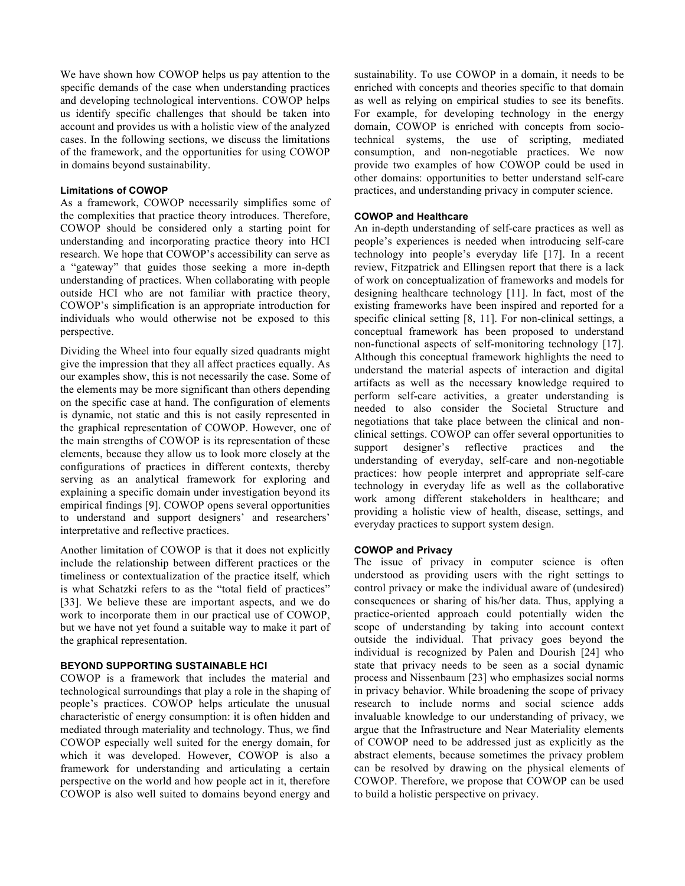We have shown how COWOP helps us pay attention to the specific demands of the case when understanding practices and developing technological interventions. COWOP helps us identify specific challenges that should be taken into account and provides us with a holistic view of the analyzed cases. In the following sections, we discuss the limitations of the framework, and the opportunities for using COWOP in domains beyond sustainability.

### Limitations of COWOP

As a framework, COWOP necessarily simplifies some of the complexities that practice theory introduces. Therefore, COWOP should be considered only a starting point for understanding and incorporating practice theory into HCI research. We hope that COWOP's accessibility can serve as a "gateway" that guides those seeking a more in-depth understanding of practices. When collaborating with people outside HCI who are not familiar with practice theory, COWOP's simplification is an appropriate introduction for individuals who would otherwise not be exposed to this perspective.

Dividing the Wheel into four equally sized quadrants might give the impression that they all affect practices equally. As our examples show, this is not necessarily the case. Some of the elements may be more significant than others depending on the specific case at hand. The configuration of elements is dynamic, not static and this is not easily represented in the graphical representation of COWOP. However, one of the main strengths of COWOP is its representation of these elements, because they allow us to look more closely at the configurations of practices in different contexts, thereby serving as an analytical framework for exploring and explaining a specific domain under investigation beyond its empirical findings [9]. COWOP opens several opportunities to understand and support designers' and researchers' interpretative and reflective practices.

Another limitation of COWOP is that it does not explicitly include the relationship between different practices or the timeliness or contextualization of the practice itself, which is what Schatzki refers to as the "total field of practices" [33]. We believe these are important aspects, and we do work to incorporate them in our practical use of COWOP, but we have not yet found a suitable way to make it part of the graphical representation.

## BEYOND SUPPORTING SUSTAINABLE HCI

COWOP is a framework that includes the material and technological surroundings that play a role in the shaping of people's practices. COWOP helps articulate the unusual characteristic of energy consumption: it is often hidden and mediated through materiality and technology. Thus, we find COWOP especially well suited for the energy domain, for which it was developed. However, COWOP is also a framework for understanding and articulating a certain perspective on the world and how people act in it, therefore COWOP is also well suited to domains beyond energy and sustainability. To use COWOP in a domain, it needs to be enriched with concepts and theories specific to that domain as well as relying on empirical studies to see its benefits. For example, for developing technology in the energy domain, COWOP is enriched with concepts from socio-technical systems, the use of scripting, mediated consumption, and non-negotiable practices. We now provide two examples of how COWOP could be used in other domains: opportunities to better understand self-care practices, and understanding privacy in computer science.

### COWOP and Healthcare

An in-depth understanding of self-care practices as well as people's experiences is needed when introducing self-care technology into people's everyday life [17]. In a recent review, Fitzpatrick and Ellingsen report that there is a lack of work on conceptualization of frameworks and models for designing healthcare technology [11]. In fact, most of the existing frameworks have been inspired and reported for a specific clinical setting [8, 11]. For non-clinical settings, a conceptual framework has been proposed to understand non-functional aspects of self-monitoring technology [17]. Although this conceptual framework highlights the need to understand the material aspects of interaction and digital artifacts as well as the necessary knowledge required to perform self-care activities, a greater understanding is needed to also consider the Societal Structure and negotiations that take place between the clinical and non-clinical settings. COWOP can offer several opportunities to support designer's reflective practices and the understanding of everyday, self-care and non-negotiable practices: how people interpret and appropriate self-care technology in everyday life as well as the collaborative work among different stakeholders in healthcare; and providing a holistic view of health, disease, settings, and everyday practices to support system design.

### COWOP and Privacy

The issue of privacy in computer science is often understood as providing users with the right settings to control privacy or make the individual aware of (undesired) consequences or sharing of his/her data. Thus, applying a practice-oriented approach could potentially widen the scope of understanding by taking into account context outside the individual. That privacy goes beyond the individual is recognized by Palen and Dourish [24] who state that privacy needs to be seen as a social dynamic process and Nissenbaum [23] who emphasizes social norms in privacy behavior. While broadening the scope of privacy research to include norms and social science adds invaluable knowledge to our understanding of privacy, we argue that the Infrastructure and Near Materiality elements of COWOP need to be addressed just as explicitly as the abstract elements, because sometimes the privacy problem can be resolved by drawing on the physical elements of COWOP. Therefore, we propose that COWOP can be used to build a holistic perspective on privacy.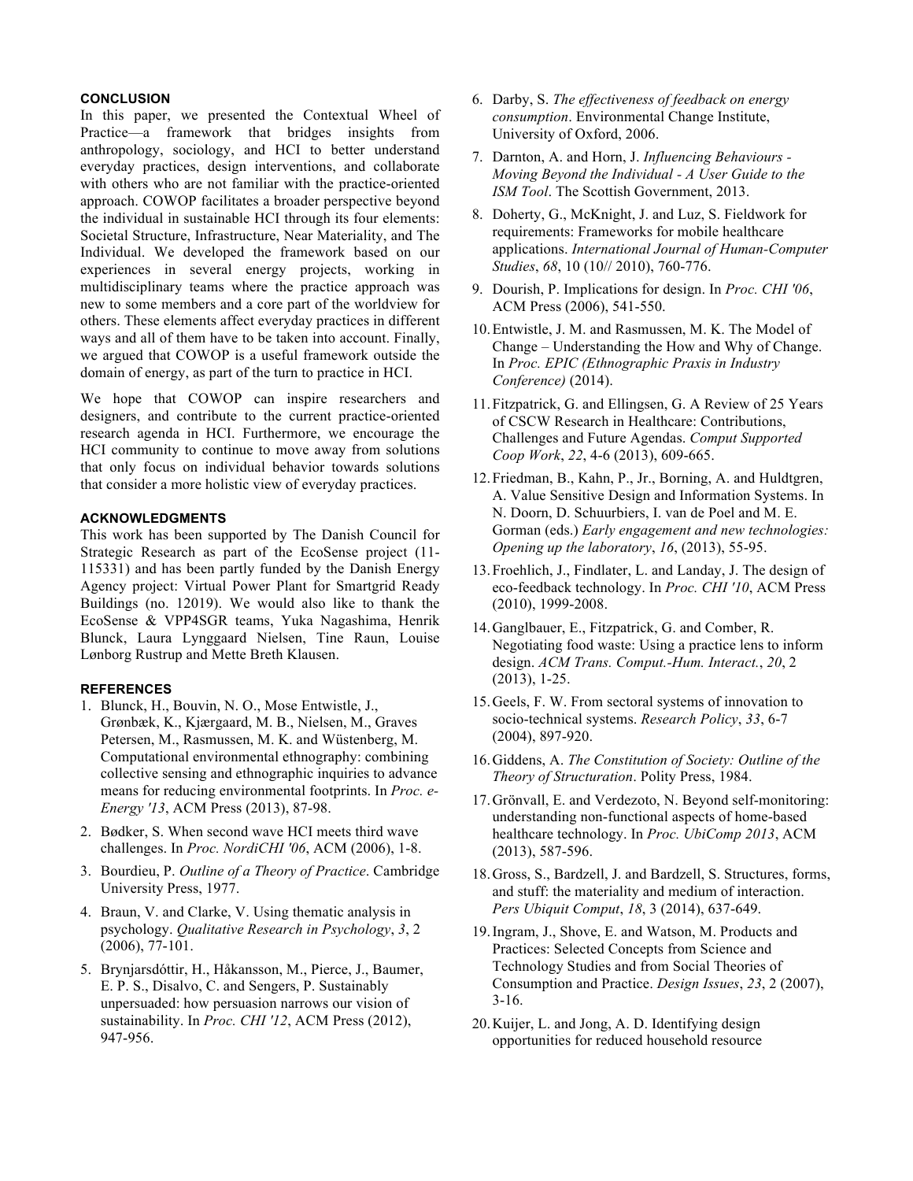## CONCLUSION

In this paper, we presented the Contextual Wheel of Practice—a framework that bridges insights from anthropology, sociology, and HCI to better understand everyday practices, design interventions, and collaborate with others who are not familiar with the practice-oriented approach. COWOP facilitates a broader perspective beyond the individual in sustainable HCI through its four elements: Societal Structure, Infrastructure, Near Materiality, and The Individual. We developed the framework based on our experiences in several energy projects, working in multidisciplinary teams where the practice approach was new to some members and a core part of the worldview for others. These elements affect everyday practices in different ways and all of them have to be taken into account. Finally, we argued that COWOP is a useful framework outside the domain of energy, as part of the turn to practice in HCI.

We hope that COWOP can inspire researchers and designers, and contribute to the current practice-oriented research agenda in HCI. Furthermore, we encourage the HCI community to continue to move away from solutions that only focus on individual behavior towards solutions that consider a more holistic view of everyday practices.

## ACKNOWLEDGMENTS

This work has been supported by The Danish Council for Strategic Research as part of the EcoSense project (11-115331) and has been partly funded by the Danish Energy Agency project: Virtual Power Plant for Smartgrid Ready Buildings (no. 12019). We would also like to thank the EcoSense & VPP4SGR teams, Yuka Nagashima, Henrik Blunck, Laura Lynggaard Nielsen, Tine Raun, Louise Lønborg Rustrup and Mette Breth Klausen.

## REFERENCES

1. Blunck, H., Bouvin, N. O., Mose Entwistle, J., Grønbæk, K., Kjærgaard, M. B., Nielsen, M., Graves Petersen, M., Rasmussen, M. K. and Wüstenberg, M. Computational environmental ethnography: combining collective sensing and ethnographic inquiries to advance means for reducing environmental footprints. In *Proc. e-Energy '13*, ACM Press (2013), 87-98.
2. Bødker, S. When second wave HCI meets third wave challenges. In *Proc. NordiCHI '06*, ACM (2006), 1-8.
3. Bourdieu, P. *Outline of a Theory of Practice*. Cambridge University Press, 1977.
4. Braun, V. and Clarke, V. Using thematic analysis in psychology. *Qualitative Research in Psychology*, *3*, 2 (2006), 77-101.
5. Brynjarsdóttir, H., Håkansson, M., Pierce, J., Baumer, E. P. S., Disalvo, C. and Sengers, P. Sustainably unpersuaded: how persuasion narrows our vision of sustainability. In *Proc. CHI '12*, ACM Press (2012), 947-956.
6. Darby, S. *The effectiveness of feedback on energy consumption*. Environmental Change Institute, University of Oxford, 2006.
7. Darnton, A. and Horn, J. *Influencing Behaviours - Moving Beyond the Individual - A User Guide to the ISM Tool*. The Scottish Government, 2013.
8. Doherty, G., McKnight, J. and Luz, S. Fieldwork for requirements: Frameworks for mobile healthcare applications. *International Journal of Human-Computer Studies*, *68*, 10 (10// 2010), 760-776.
9. Dourish, P. Implications for design. In *Proc. CHI '06*, ACM Press (2006), 541-550.
10. Entwistle, J. M. and Rasmussen, M. K. The Model of Change – Understanding the How and Why of Change. In *Proc. EPIC (Ethnographic Praxis in Industry Conference)* (2014).
11. Fitzpatrick, G. and Ellingsen, G. A Review of 25 Years of CSCW Research in Healthcare: Contributions, Challenges and Future Agendas. *Comput Supported Coop Work*, *22*, 4-6 (2013), 609-665.
12. Friedman, B., Kahn, P., Jr., Borning, A. and Huldtgren, A. Value Sensitive Design and Information Systems. In N. Doorn, D. Schuurbiers, I. van de Poel and M. E. Gorman (eds.) *Early engagement and new technologies: Opening up the laboratory*, *16*, (2013), 55-95.
13. Froehlich, J., Findlater, L. and Landay, J. The design of eco-feedback technology. In *Proc. CHI '10*, ACM Press (2010), 1999-2008.
14. Ganglbauer, E., Fitzpatrick, G. and Comber, R. Negotiating food waste: Using a practice lens to inform design. *ACM Trans. Comput.-Hum. Interact.*, *20*, 2 (2013), 1-25.
15. Geels, F. W. From sectoral systems of innovation to socio-technical systems. *Research Policy*, *33*, 6-7 (2004), 897-920.
16. Giddens, A. *The Constitution of Society: Outline of the Theory of Structuration*. Polity Press, 1984.
17. Grönvall, E. and Verdezoto, N. Beyond self-monitoring: understanding non-functional aspects of home-based healthcare technology. In *Proc. UbiComp 2013*, ACM (2013), 587-596.
18. Gross, S., Bardzell, J. and Bardzell, S. Structures, forms, and stuff: the materiality and medium of interaction. *Pers Ubiquit Comput*, *18*, 3 (2014), 637-649.
19. Ingram, J., Shove, E. and Watson, M. Products and Practices: Selected Concepts from Science and Technology Studies and from Social Theories of Consumption and Practice. *Design Issues*, *23*, 2 (2007), 3-16.
20. Kuijer, L. and Jong, A. D. Identifying design opportunities for reduced household resource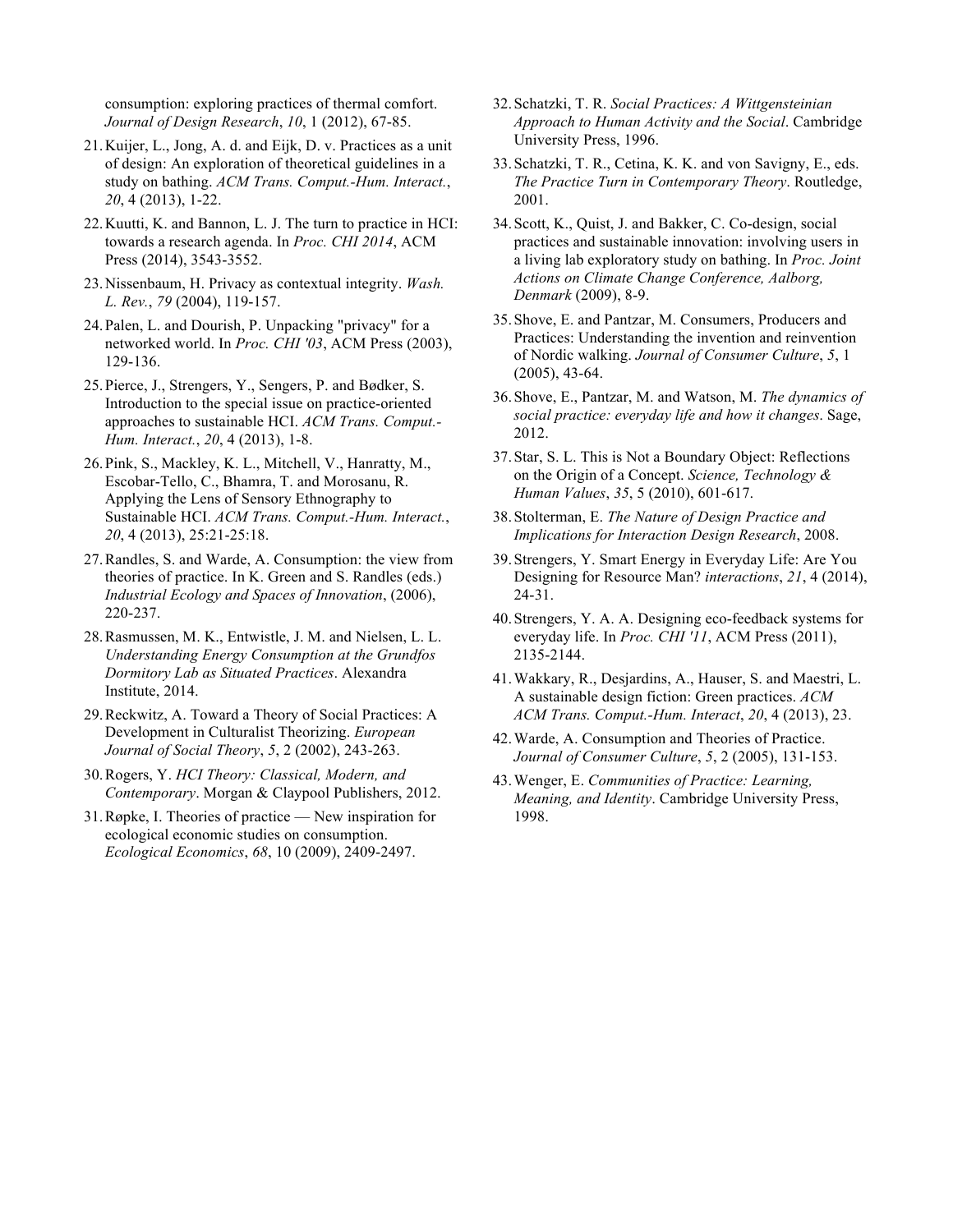consumption: exploring practices of thermal comfort. *Journal of Design Research*, *10*, 1 (2012), 67-85.

21. Kuijer, L., Jong, A. d. and Eijk, D. v. Practices as a unit of design: An exploration of theoretical guidelines in a study on bathing. *ACM Trans. Comput.-Hum. Interact.*, *20*, 4 (2013), 1-22.
22. Kuutti, K. and Bannon, L. J. The turn to practice in HCI: towards a research agenda. In *Proc. CHI 2014*, ACM Press (2014), 3543-3552.
23. Nissenbaum, H. Privacy as contextual integrity. *Wash. L. Rev.*, *79* (2004), 119-157.
24. Palen, L. and Dourish, P. Unpacking "privacy" for a networked world. In *Proc. CHI '03*, ACM Press (2003), 129-136.
25. Pierce, J., Strengers, Y., Sengers, P. and Bødker, S. Introduction to the special issue on practice-oriented approaches to sustainable HCI. *ACM Trans. Comput.-Hum. Interact.*, *20*, 4 (2013), 1-8.
26. Pink, S., Mackley, K. L., Mitchell, V., Hanratty, M., Escobar-Tello, C., Bhamra, T. and Morosanu, R. Applying the Lens of Sensory Ethnography to Sustainable HCI. *ACM Trans. Comput.-Hum. Interact.*, *20*, 4 (2013), 25:21-25:18.
27. Randles, S. and Warde, A. Consumption: the view from theories of practice. In K. Green and S. Randles (eds.) *Industrial Ecology and Spaces of Innovation*, (2006), 220-237.
28. Rasmussen, M. K., Entwistle, J. M. and Nielsen, L. L. *Understanding Energy Consumption at the Grundfos Dormitory Lab as Situated Practices*. Alexandra Institute, 2014.
29. Reckwitz, A. Toward a Theory of Social Practices: A Development in Culturalist Theorizing. *European Journal of Social Theory*, *5*, 2 (2002), 243-263.
30. Rogers, Y. *HCI Theory: Classical, Modern, and Contemporary*. Morgan & Claypool Publishers, 2012.
31. Røpke, I. Theories of practice — New inspiration for ecological economic studies on consumption. *Ecological Economics*, *68*, 10 (2009), 2409-2497.
32. Schatzki, T. R. *Social Practices: A Wittgensteinian Approach to Human Activity and the Social*. Cambridge University Press, 1996.
33. Schatzki, T. R., Cetina, K. K. and von Savigny, E., eds. *The Practice Turn in Contemporary Theory*. Routledge, 2001.
34. Scott, K., Quist, J. and Bakker, C. Co-design, social practices and sustainable innovation: involving users in a living lab exploratory study on bathing. In *Proc. Joint Actions on Climate Change Conference, Aalborg, Denmark* (2009), 8-9.
35. Shove, E. and Pantzar, M. Consumers, Producers and Practices: Understanding the invention and reinvention of Nordic walking. *Journal of Consumer Culture*, *5*, 1 (2005), 43-64.
36. Shove, E., Pantzar, M. and Watson, M. *The dynamics of social practice: everyday life and how it changes*. Sage, 2012.
37. Star, S. L. This is Not a Boundary Object: Reflections on the Origin of a Concept. *Science, Technology & Human Values*, *35*, 5 (2010), 601-617.
38. Stolterman, E. *The Nature of Design Practice and Implications for Interaction Design Research*, 2008.
39. Strengers, Y. Smart Energy in Everyday Life: Are You Designing for Resource Man? *interactions*, *21*, 4 (2014), 24-31.
40. Strengers, Y. A. A. Designing eco-feedback systems for everyday life. In *Proc. CHI '11*, ACM Press (2011), 2135-2144.
41. Wakkary, R., Desjardins, A., Hauser, S. and Maestri, L. A sustainable design fiction: Green practices. *ACM ACM Trans. Comput.-Hum. Interact*, *20*, 4 (2013), 23.
42. Warde, A. Consumption and Theories of Practice. *Journal of Consumer Culture*, *5*, 2 (2005), 131-153.
43. Wenger, E. *Communities of Practice: Learning, Meaning, and Identity*. Cambridge University Press, 1998.